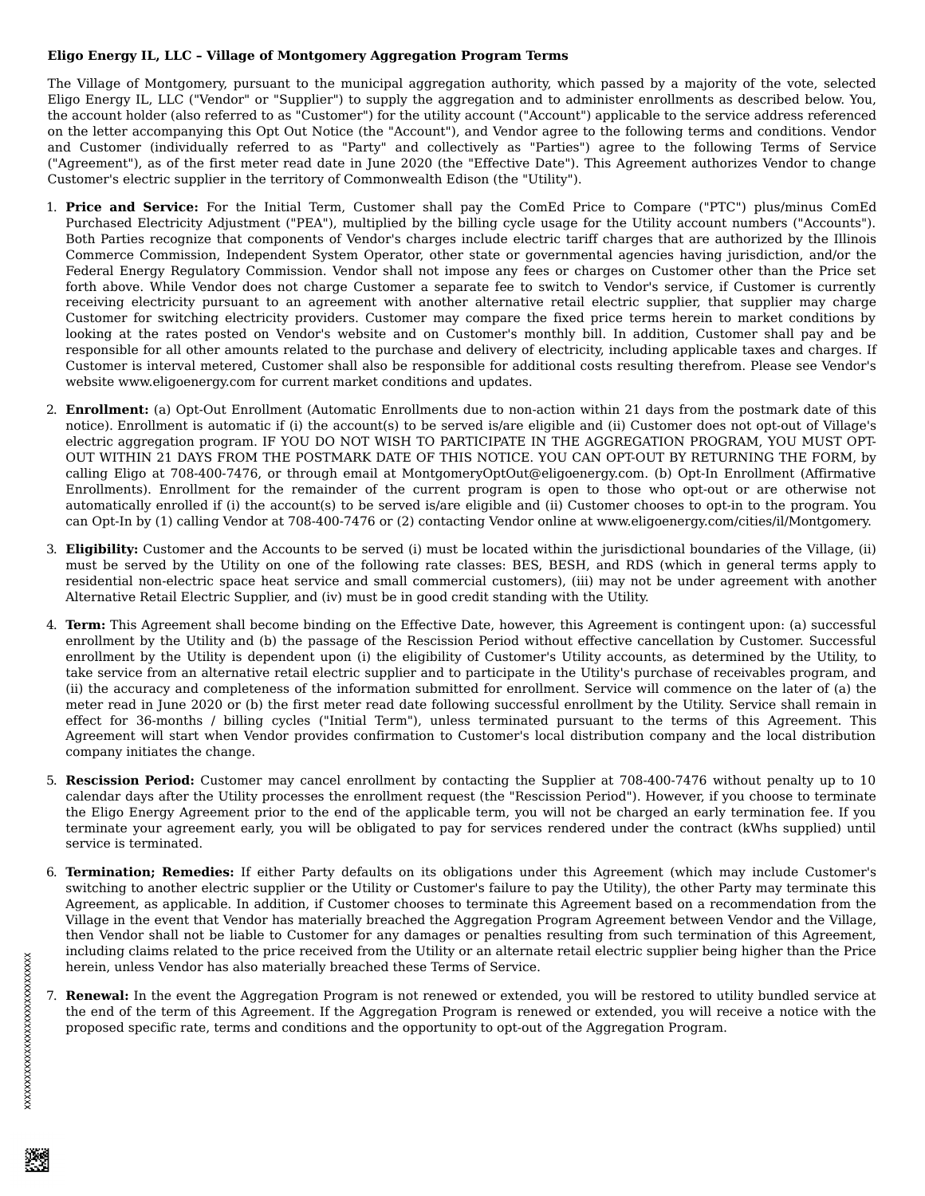**Eligo Energy IL, LLC – Village of Montgomery Aggregation Program Terms**

The Village of Montgomery, pursuant to the municipal aggregation authority, which passed by a majority of the vote, selected Eligo Energy IL, LLC ("Vendor" or "Supplier") to supply the aggregation and to administer enrollments as described below. You, the account holder (also referred to as "Customer") for the utility account ("Account") applicable to the service address referenced on the letter accompanying this Opt Out Notice (the "Account"), and Vendor agree to the following terms and conditions. Vendor and Customer (individually referred to as "Party" and collectively as "Parties") agree to the following Terms of Service ("Agreement"), as of the first meter read date in June 2020 (the "Effective Date"). This Agreement authorizes Vendor to change Customer's electric supplier in the territory of Commonwealth Edison (the "Utility").

1. **Price and Service:** For the Initial Term, Customer shall pay the ComEd Price to Compare ("PTC") plus/minus ComEd Purchased Electricity Adjustment ("PEA"), multiplied by the billing cycle usage for the Utility account numbers ("Accounts"). Both Parties recognize that components of Vendor's charges include electric tariff charges that are authorized by the Illinois Commerce Commission, Independent System Operator, other state or governmental agencies having jurisdiction, and/or the Federal Energy Regulatory Commission. Vendor shall not impose any fees or charges on Customer other than the Price set forth above. While Vendor does not charge Customer a separate fee to switch to Vendor's service, if Customer is currently receiving electricity pursuant to an agreement with another alternative retail electric supplier, that supplier may charge Customer for switching electricity providers. Customer may compare the fixed price terms herein to market conditions by looking at the rates posted on Vendor's website and on Customer's monthly bill. In addition, Customer shall pay and be responsible for all other amounts related to the purchase and delivery of electricity, including applicable taxes and charges. If Customer is interval metered, Customer shall also be responsible for additional costs resulting therefrom. Please see Vendor's website www.eligoenergy.com for current market conditions and updates.

2. **Enrollment:** (a) Opt-Out Enrollment (Automatic Enrollments due to non-action within 21 days from the postmark date of this notice). Enrollment is automatic if (i) the account(s) to be served is/are eligible and (ii) Customer does not opt-out of Village's electric aggregation program. IF YOU DO NOT WISH TO PARTICIPATE IN THE AGGREGATION PROGRAM, YOU MUST OPT-OUT WITHIN 21 DAYS FROM THE POSTMARK DATE OF THIS NOTICE. YOU CAN OPT-OUT BY RETURNING THE FORM, by calling Eligo at 708-400-7476, or through email at MontgomeryOptOut@eligoenergy.com. (b) Opt-In Enrollment (Affirmative Enrollments). Enrollment for the remainder of the current program is open to those who opt-out or are otherwise not automatically enrolled if (i) the account(s) to be served is/are eligible and (ii) Customer chooses to opt-in to the program. You can Opt-In by (1) calling Vendor at 708-400-7476 or (2) contacting Vendor online at www.eligoenergy.com/cities/il/Montgomery.

3. **Eligibility:** Customer and the Accounts to be served (i) must be located within the jurisdictional boundaries of the Village, (ii) must be served by the Utility on one of the following rate classes: BES, BESH, and RDS (which in general terms apply to residential non-electric space heat service and small commercial customers), (iii) may not be under agreement with another Alternative Retail Electric Supplier, and (iv) must be in good credit standing with the Utility.

4. **Term:** This Agreement shall become binding on the Effective Date, however, this Agreement is contingent upon: (a) successful enrollment by the Utility and (b) the passage of the Rescission Period without effective cancellation by Customer. Successful enrollment by the Utility is dependent upon (i) the eligibility of Customer's Utility accounts, as determined by the Utility, to take service from an alternative retail electric supplier and to participate in the Utility's purchase of receivables program, and (ii) the accuracy and completeness of the information submitted for enrollment. Service will commence on the later of (a) the meter read in June 2020 or (b) the first meter read date following successful enrollment by the Utility. Service shall remain in effect for 36-months / billing cycles ("Initial Term"), unless terminated pursuant to the terms of this Agreement. This Agreement will start when Vendor provides confirmation to Customer's local distribution company and the local distribution company initiates the change.

5. **Rescission Period:** Customer may cancel enrollment by contacting the Supplier at 708-400-7476 without penalty up to 10 calendar days after the Utility processes the enrollment request (the "Rescission Period"). However, if you choose to terminate the Eligo Energy Agreement prior to the end of the applicable term, you will not be charged an early termination fee. If you terminate your agreement early, you will be obligated to pay for services rendered under the contract (kWhs supplied) until service is terminated.

6. **Termination; Remedies:** If either Party defaults on its obligations under this Agreement (which may include Customer's switching to another electric supplier or the Utility or Customer's failure to pay the Utility), the other Party may terminate this Agreement, as applicable. In addition, if Customer chooses to terminate this Agreement based on a recommendation from the Village in the event that Vendor has materially breached the Aggregation Program Agreement between Vendor and the Village, then Vendor shall not be liable to Customer for any damages or penalties resulting from such termination of this Agreement, including claims related to the price received from the Utility or an alternate retail electric supplier being higher than the Price herein, unless Vendor has also materially breached these Terms of Service.

7. **Renewal:** In the event the Aggregation Program is not renewed or extended, you will be restored to utility bundled service at the end of the term of this Agreement. If the Aggregation Program is renewed or extended, you will receive a notice with the proposed specific rate, terms and conditions and the opportunity to opt-out of the Aggregation Program.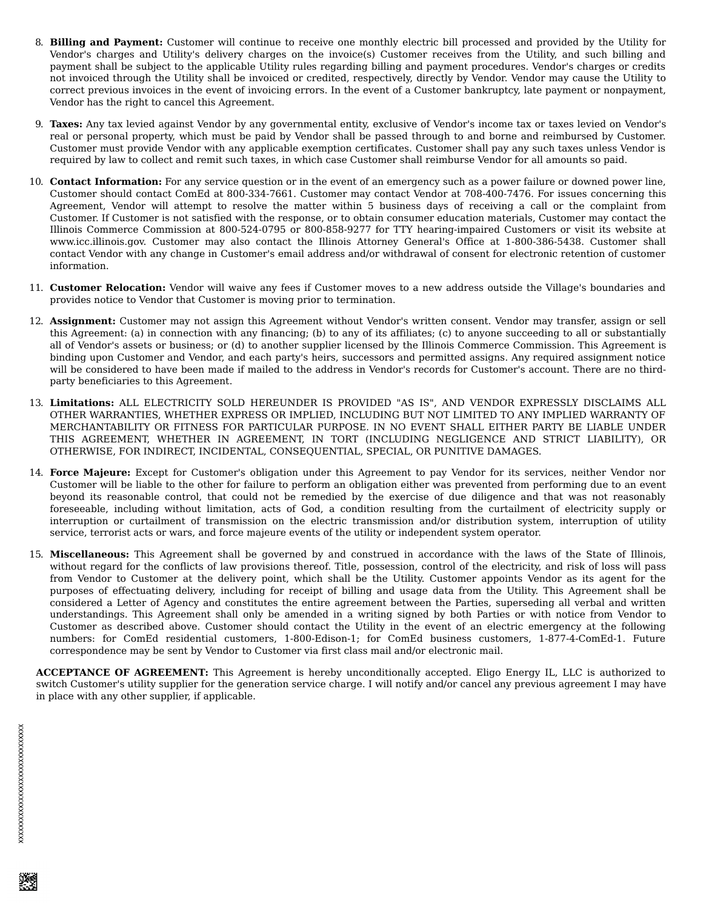8. **Billing and Payment:** Customer will continue to receive one monthly electric bill processed and provided by the Utility for Vendor's charges and Utility's delivery charges on the invoice(s) Customer receives from the Utility, and such billing and payment shall be subject to the applicable Utility rules regarding billing and payment procedures. Vendor's charges or credits not invoiced through the Utility shall be invoiced or credited, respectively, directly by Vendor. Vendor may cause the Utility to correct previous invoices in the event of invoicing errors. In the event of a Customer bankruptcy, late payment or nonpayment, Vendor has the right to cancel this Agreement.

9. **Taxes:** Any tax levied against Vendor by any governmental entity, exclusive of Vendor's income tax or taxes levied on Vendor's real or personal property, which must be paid by Vendor shall be passed through to and borne and reimbursed by Customer. Customer must provide Vendor with any applicable exemption certificates. Customer shall pay any such taxes unless Vendor is required by law to collect and remit such taxes, in which case Customer shall reimburse Vendor for all amounts so paid.

10. **Contact Information:** For any service question or in the event of an emergency such as a power failure or downed power line, Customer should contact ComEd at 800-334-7661. Customer may contact Vendor at 708-400-7476. For issues concerning this Agreement, Vendor will attempt to resolve the matter within 5 business days of receiving a call or the complaint from Customer. If Customer is not satisfied with the response, or to obtain consumer education materials, Customer may contact the Illinois Commerce Commission at 800-524-0795 or 800-858-9277 for TTY hearing-impaired Customers or visit its website at www.icc.illinois.gov. Customer may also contact the Illinois Attorney General's Office at 1-800-386-5438. Customer shall contact Vendor with any change in Customer's email address and/or withdrawal of consent for electronic retention of customer information.

11. **Customer Relocation:** Vendor will waive any fees if Customer moves to a new address outside the Village's boundaries and provides notice to Vendor that Customer is moving prior to termination.

12. **Assignment:** Customer may not assign this Agreement without Vendor's written consent. Vendor may transfer, assign or sell this Agreement: (a) in connection with any financing; (b) to any of its affiliates; (c) to anyone succeeding to all or substantially all of Vendor's assets or business; or (d) to another supplier licensed by the Illinois Commerce Commission. This Agreement is binding upon Customer and Vendor, and each party's heirs, successors and permitted assigns. Any required assignment notice will be considered to have been made if mailed to the address in Vendor's records for Customer's account. There are no third-party beneficiaries to this Agreement.

13. **Limitations:** ALL ELECTRICITY SOLD HEREUNDER IS PROVIDED "AS IS", AND VENDOR EXPRESSLY DISCLAIMS ALL OTHER WARRANTIES, WHETHER EXPRESS OR IMPLIED, INCLUDING BUT NOT LIMITED TO ANY IMPLIED WARRANTY OF MERCHANTABILITY OR FITNESS FOR PARTICULAR PURPOSE. IN NO EVENT SHALL EITHER PARTY BE LIABLE UNDER THIS AGREEMENT, WHETHER IN AGREEMENT, IN TORT (INCLUDING NEGLIGENCE AND STRICT LIABILITY), OR OTHERWISE, FOR INDIRECT, INCIDENTAL, CONSEQUENTIAL, SPECIAL, OR PUNITIVE DAMAGES.

14. **Force Majeure:** Except for Customer's obligation under this Agreement to pay Vendor for its services, neither Vendor nor Customer will be liable to the other for failure to perform an obligation either was prevented from performing due to an event beyond its reasonable control, that could not be remedied by the exercise of due diligence and that was not reasonably foreseeable, including without limitation, acts of God, a condition resulting from the curtailment of electricity supply or interruption or curtailment of transmission on the electric transmission and/or distribution system, interruption of utility service, terrorist acts or wars, and force majeure events of the utility or independent system operator.

15. **Miscellaneous:** This Agreement shall be governed by and construed in accordance with the laws of the State of Illinois, without regard for the conflicts of law provisions thereof. Title, possession, control of the electricity, and risk of loss will pass from Vendor to Customer at the delivery point, which shall be the Utility. Customer appoints Vendor as its agent for the purposes of effectuating delivery, including for receipt of billing and usage data from the Utility. This Agreement shall be considered a Letter of Agency and constitutes the entire agreement between the Parties, superseding all verbal and written understandings. This Agreement shall only be amended in a writing signed by both Parties or with notice from Vendor to Customer as described above. Customer should contact the Utility in the event of an electric emergency at the following numbers: for ComEd residential customers, 1-800-Edison-1; for ComEd business customers, 1-877-4-ComEd-1. Future correspondence may be sent by Vendor to Customer via first class mail and/or electronic mail.

**ACCEPTANCE OF AGREEMENT:** This Agreement is hereby unconditionally accepted. Eligo Energy IL, LLC is authorized to switch Customer's utility supplier for the generation service charge. I will notify and/or cancel any previous agreement I may have in place with any other supplier, if applicable.